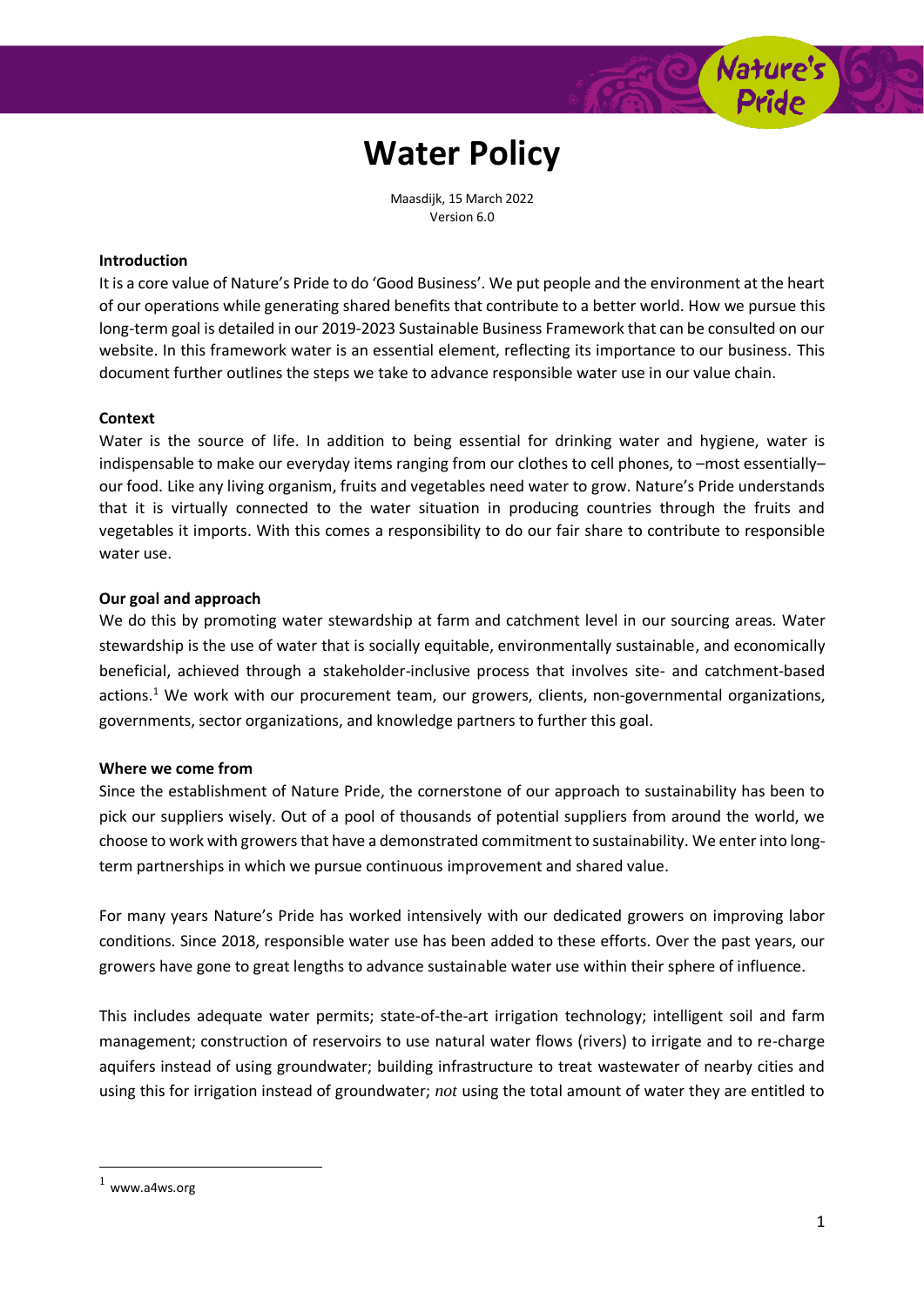# Water Policy

Maasdijk, 15 March 2022
Version 6.0

**Introduction**

It is a core value of Nature's Pride to do 'Good Business'. We put people and the environment at the heart of our operations while generating shared benefits that contribute to a better world. How we pursue this long-term goal is detailed in our 2019-2023 Sustainable Business Framework that can be consulted on our website. In this framework water is an essential element, reflecting its importance to our business. This document further outlines the steps we take to advance responsible water use in our value chain.

**Context**

Water is the source of life. In addition to being essential for drinking water and hygiene, water is indispensable to make our everyday items ranging from our clothes to cell phones, to –most essentially– our food. Like any living organism, fruits and vegetables need water to grow. Nature's Pride understands that it is virtually connected to the water situation in producing countries through the fruits and vegetables it imports. With this comes a responsibility to do our fair share to contribute to responsible water use.

**Our goal and approach**

We do this by promoting water stewardship at farm and catchment level in our sourcing areas. Water stewardship is the use of water that is socially equitable, environmentally sustainable, and economically beneficial, achieved through a stakeholder-inclusive process that involves site- and catchment-based actions.[1] We work with our procurement team, our growers, clients, non-governmental organizations, governments, sector organizations, and knowledge partners to further this goal.

**Where we come from**

Since the establishment of Nature Pride, the cornerstone of our approach to sustainability has been to pick our suppliers wisely. Out of a pool of thousands of potential suppliers from around the world, we choose to work with growers that have a demonstrated commitment to sustainability. We enter into long-term partnerships in which we pursue continuous improvement and shared value.

For many years Nature's Pride has worked intensively with our dedicated growers on improving labor conditions. Since 2018, responsible water use has been added to these efforts. Over the past years, our growers have gone to great lengths to advance sustainable water use within their sphere of influence.

This includes adequate water permits; state-of-the-art irrigation technology; intelligent soil and farm management; construction of reservoirs to use natural water flows (rivers) to irrigate and to re-charge aquifers instead of using groundwater; building infrastructure to treat wastewater of nearby cities and using this for irrigation instead of groundwater; *not* using the total amount of water they are entitled to

[1] www.a4ws.org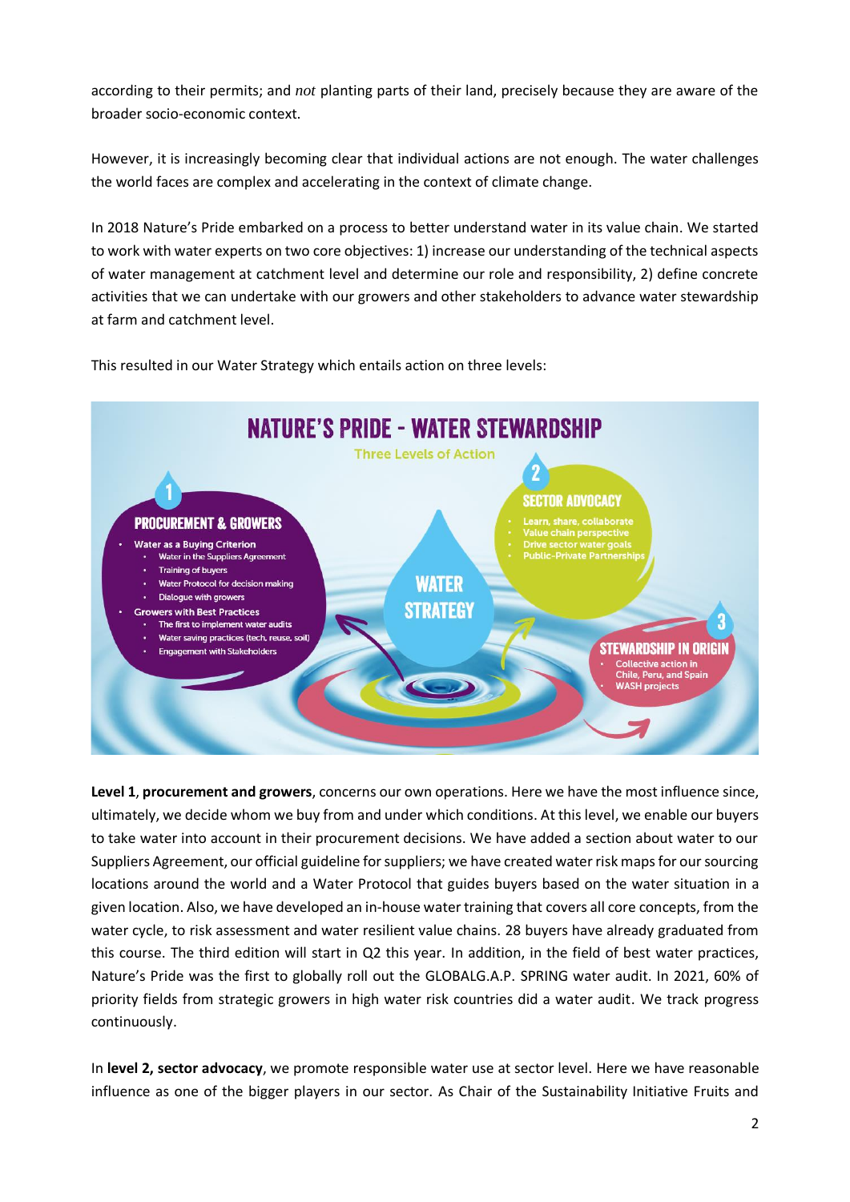according to their permits; and *not* planting parts of their land, precisely because they are aware of the broader socio-economic context.

However, it is increasingly becoming clear that individual actions are not enough. The water challenges the world faces are complex and accelerating in the context of climate change.

In 2018 Nature's Pride embarked on a process to better understand water in its value chain. We started to work with water experts on two core objectives: 1) increase our understanding of the technical aspects of water management at catchment level and determine our role and responsibility, 2) define concrete activities that we can undertake with our growers and other stakeholders to advance water stewardship at farm and catchment level.

This resulted in our Water Strategy which entails action on three levels:

**NATURE'S PRIDE - WATER STEWARDSHIP**

Three Levels of Action

WATER STRATEGY

**1 PROCUREMENT & GROWERS**

- Water as a Buying Criterion
  - Water in the Suppliers Agreement
  - Training of buyers
  - Water Protocol for decision making
  - Dialogue with growers
- Growers with Best Practices
  - The first to implement water audits
  - Water saving practices (tech, reuse, soil)
  - Engagement with Stakeholders

**2 SECTOR ADVOCACY**

- Learn, share, collaborate
- Value chain perspective
- Drive sector water goals
- Public-Private Partnerships

**3 STEWARDSHIP IN ORIGIN**

- Collective action in Chile, Peru, and Spain
- WASH projects

**Level 1**, **procurement and growers**, concerns our own operations. Here we have the most influence since, ultimately, we decide whom we buy from and under which conditions. At this level, we enable our buyers to take water into account in their procurement decisions. We have added a section about water to our Suppliers Agreement, our official guideline for suppliers; we have created water risk maps for our sourcing locations around the world and a Water Protocol that guides buyers based on the water situation in a given location. Also, we have developed an in-house water training that covers all core concepts, from the water cycle, to risk assessment and water resilient value chains. 28 buyers have already graduated from this course. The third edition will start in Q2 this year. In addition, in the field of best water practices, Nature's Pride was the first to globally roll out the GLOBALG.A.P. SPRING water audit. In 2021, 60% of priority fields from strategic growers in high water risk countries did a water audit. We track progress continuously.

In **level 2, sector advocacy**, we promote responsible water use at sector level. Here we have reasonable influence as one of the bigger players in our sector. As Chair of the Sustainability Initiative Fruits and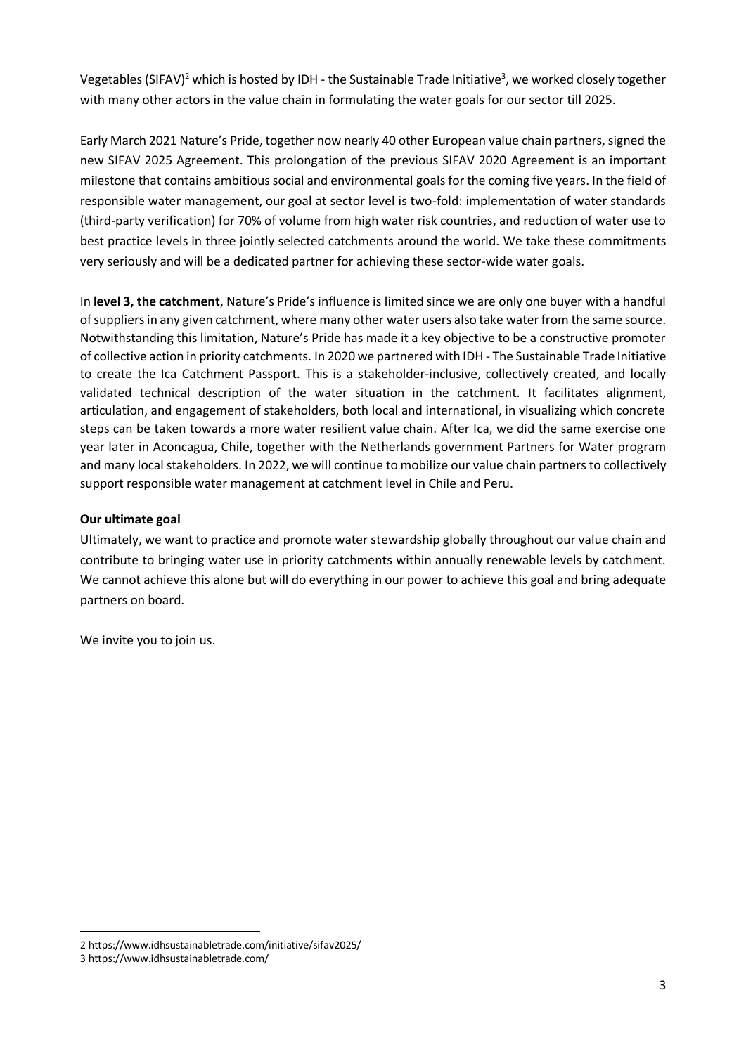Vegetables (SIFAV)[2] which is hosted by IDH - the Sustainable Trade Initiative[3], we worked closely together with many other actors in the value chain in formulating the water goals for our sector till 2025.

Early March 2021 Nature's Pride, together now nearly 40 other European value chain partners, signed the new SIFAV 2025 Agreement. This prolongation of the previous SIFAV 2020 Agreement is an important milestone that contains ambitious social and environmental goals for the coming five years. In the field of responsible water management, our goal at sector level is two-fold: implementation of water standards (third-party verification) for 70% of volume from high water risk countries, and reduction of water use to best practice levels in three jointly selected catchments around the world. We take these commitments very seriously and will be a dedicated partner for achieving these sector-wide water goals.

In **level 3, the catchment**, Nature's Pride's influence is limited since we are only one buyer with a handful of suppliers in any given catchment, where many other water users also take water from the same source. Notwithstanding this limitation, Nature's Pride has made it a key objective to be a constructive promoter of collective action in priority catchments. In 2020 we partnered with IDH - The Sustainable Trade Initiative to create the Ica Catchment Passport. This is a stakeholder-inclusive, collectively created, and locally validated technical description of the water situation in the catchment. It facilitates alignment, articulation, and engagement of stakeholders, both local and international, in visualizing which concrete steps can be taken towards a more water resilient value chain. After Ica, we did the same exercise one year later in Aconcagua, Chile, together with the Netherlands government Partners for Water program and many local stakeholders. In 2022, we will continue to mobilize our value chain partners to collectively support responsible water management at catchment level in Chile and Peru.

**Our ultimate goal**

Ultimately, we want to practice and promote water stewardship globally throughout our value chain and contribute to bringing water use in priority catchments within annually renewable levels by catchment. We cannot achieve this alone but will do everything in our power to achieve this goal and bring adequate partners on board.

We invite you to join us.

---

2 https://www.idhsustainabletrade.com/initiative/sifav2025/

3 https://www.idhsustainabletrade.com/